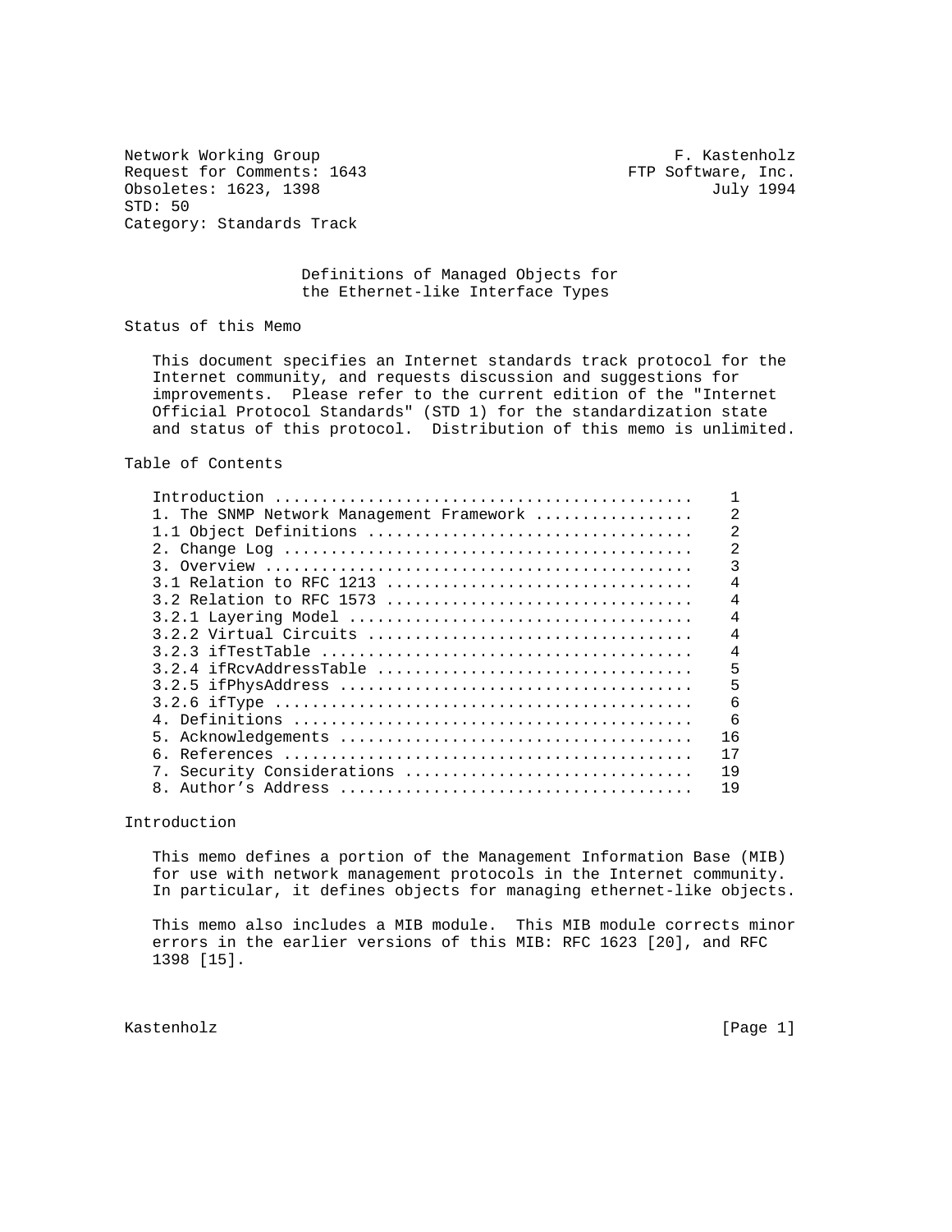Network Working Group F. Kastenholz
Request for Comments: 1643 FTP Software, Inc.
Obsoletes: 1623, 1398 July 1994
STD: 50
Category: Standards Track

# Definitions of Managed Objects for the Ethernet-like Interface Types

## Status of this Memo

This document specifies an Internet standards track protocol for the Internet community, and requests discussion and suggestions for improvements. Please refer to the current edition of the "Internet Official Protocol Standards" (STD 1) for the standardization state and status of this protocol. Distribution of this memo is unlimited.

## Table of Contents

```
Introduction ............................................    1
1. The SNMP Network Management Framework ................    2
1.1 Object Definitions ..................................    2
2. Change Log ...........................................    2
3. Overview .............................................    3
3.1 Relation to RFC 1213 ................................    4
3.2 Relation to RFC 1573 ................................    4
3.2.1 Layering Model ....................................    4
3.2.2 Virtual Circuits ..................................    4
3.2.3 ifTestTable .......................................    4
3.2.4 ifRcvAddressTable .................................    5
3.2.5 ifPhysAddress .....................................    5
3.2.6 ifType ............................................    6
4. Definitions ..........................................    6
5. Acknowledgements .....................................   16
6. References ...........................................   17
7. Security Considerations ..............................   19
8. Author's Address .....................................   19
```

## Introduction

This memo defines a portion of the Management Information Base (MIB) for use with network management protocols in the Internet community. In particular, it defines objects for managing ethernet-like objects.

This memo also includes a MIB module. This MIB module corrects minor errors in the earlier versions of this MIB: RFC 1623 [20], and RFC 1398 [15].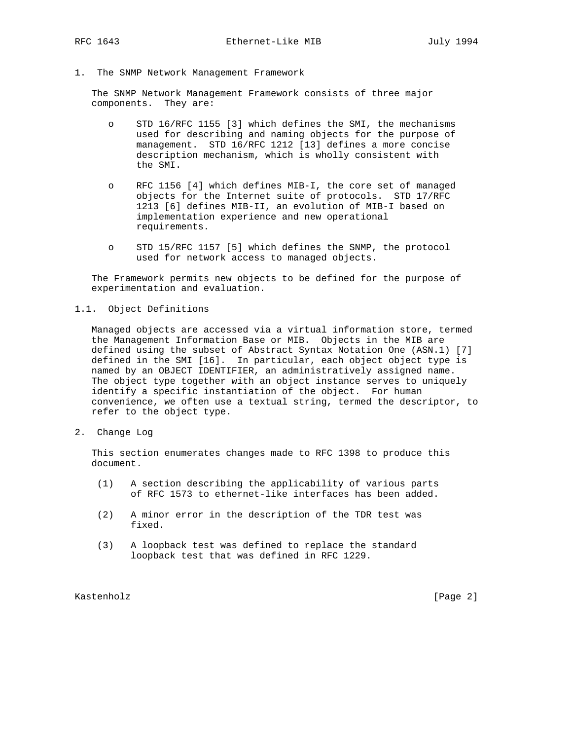## 1. The SNMP Network Management Framework

The SNMP Network Management Framework consists of three major components. They are:

- STD 16/RFC 1155 [3] which defines the SMI, the mechanisms used for describing and naming objects for the purpose of management. STD 16/RFC 1212 [13] defines a more concise description mechanism, which is wholly consistent with the SMI.

- RFC 1156 [4] which defines MIB-I, the core set of managed objects for the Internet suite of protocols. STD 17/RFC 1213 [6] defines MIB-II, an evolution of MIB-I based on implementation experience and new operational requirements.

- STD 15/RFC 1157 [5] which defines the SNMP, the protocol used for network access to managed objects.

The Framework permits new objects to be defined for the purpose of experimentation and evaluation.

### 1.1. Object Definitions

Managed objects are accessed via a virtual information store, termed the Management Information Base or MIB. Objects in the MIB are defined using the subset of Abstract Syntax Notation One (ASN.1) [7] defined in the SMI [16]. In particular, each object object type is named by an OBJECT IDENTIFIER, an administratively assigned name. The object type together with an object instance serves to uniquely identify a specific instantiation of the object. For human convenience, we often use a textual string, termed the descriptor, to refer to the object type.

## 2. Change Log

This section enumerates changes made to RFC 1398 to produce this document.

(1) A section describing the applicability of various parts of RFC 1573 to ethernet-like interfaces has been added.

(2) A minor error in the description of the TDR test was fixed.

(3) A loopback test was defined to replace the standard loopback test that was defined in RFC 1229.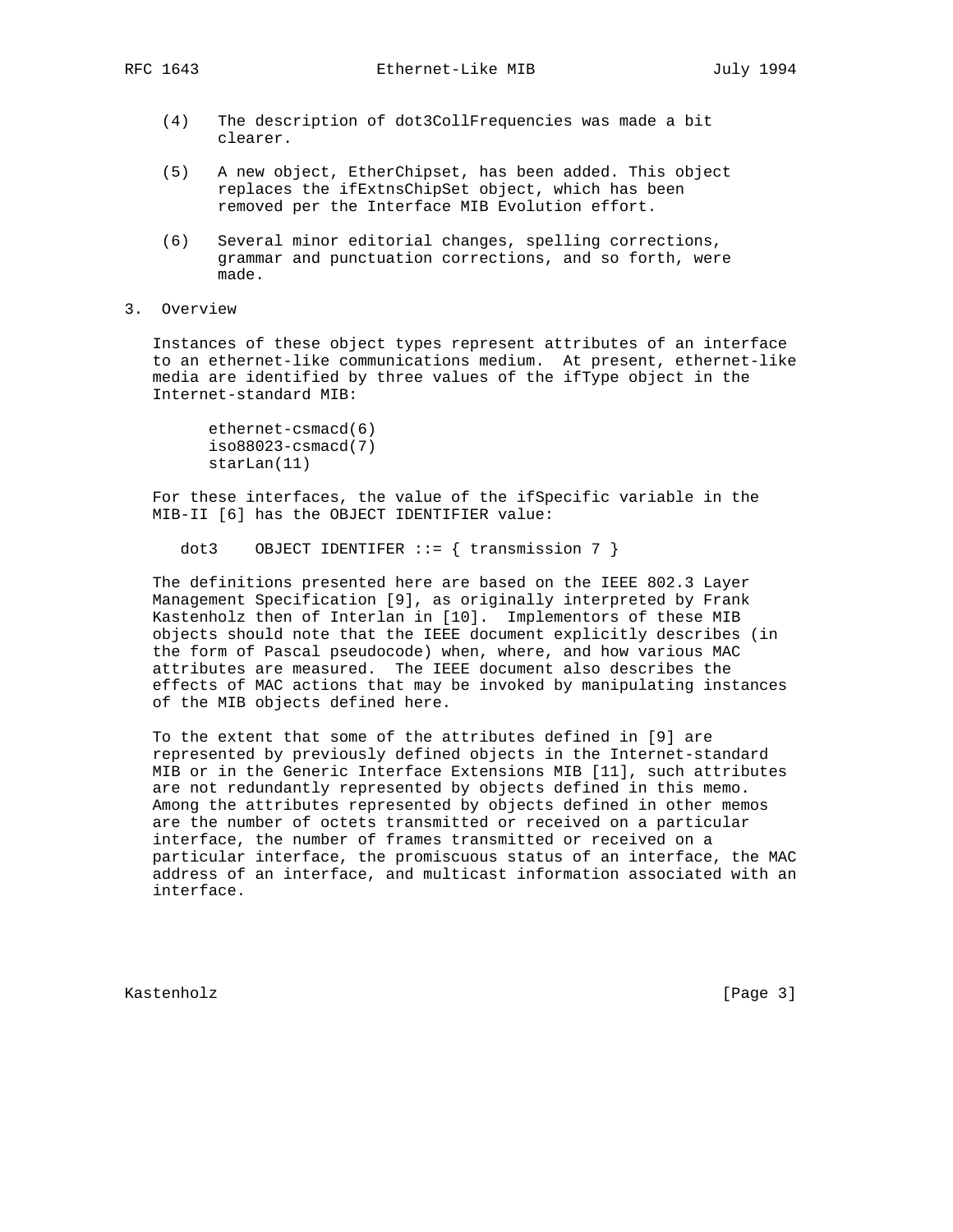(4) The description of dot3CollFrequencies was made a bit clearer.

(5) A new object, EtherChipset, has been added. This object replaces the ifExtnsChipSet object, which has been removed per the Interface MIB Evolution effort.

(6) Several minor editorial changes, spelling corrections, grammar and punctuation corrections, and so forth, were made.

## 3. Overview

Instances of these object types represent attributes of an interface to an ethernet-like communications medium. At present, ethernet-like media are identified by three values of the ifType object in the Internet-standard MIB:

```
ethernet-csmacd(6)
iso88023-csmacd(7)
starLan(11)
```

For these interfaces, the value of the ifSpecific variable in the MIB-II [6] has the OBJECT IDENTIFIER value:

```
dot3    OBJECT IDENTIFER ::= { transmission 7 }
```

The definitions presented here are based on the IEEE 802.3 Layer Management Specification [9], as originally interpreted by Frank Kastenholz then of Interlan in [10]. Implementors of these MIB objects should note that the IEEE document explicitly describes (in the form of Pascal pseudocode) when, where, and how various MAC attributes are measured. The IEEE document also describes the effects of MAC actions that may be invoked by manipulating instances of the MIB objects defined here.

To the extent that some of the attributes defined in [9] are represented by previously defined objects in the Internet-standard MIB or in the Generic Interface Extensions MIB [11], such attributes are not redundantly represented by objects defined in this memo. Among the attributes represented by objects defined in other memos are the number of octets transmitted or received on a particular interface, the number of frames transmitted or received on a particular interface, the promiscuous status of an interface, the MAC address of an interface, and multicast information associated with an interface.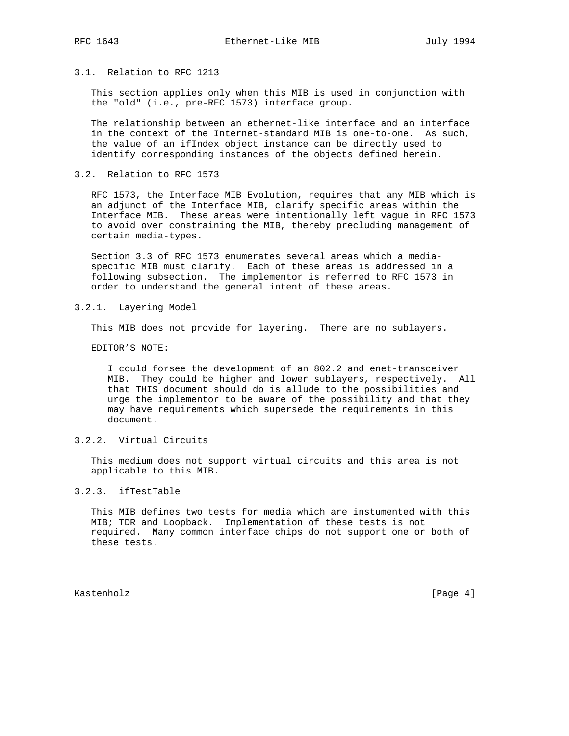### 3.1. Relation to RFC 1213

This section applies only when this MIB is used in conjunction with the "old" (i.e., pre-RFC 1573) interface group.

The relationship between an ethernet-like interface and an interface in the context of the Internet-standard MIB is one-to-one. As such, the value of an ifIndex object instance can be directly used to identify corresponding instances of the objects defined herein.

### 3.2. Relation to RFC 1573

RFC 1573, the Interface MIB Evolution, requires that any MIB which is an adjunct of the Interface MIB, clarify specific areas within the Interface MIB. These areas were intentionally left vague in RFC 1573 to avoid over constraining the MIB, thereby precluding management of certain media-types.

Section 3.3 of RFC 1573 enumerates several areas which a media-specific MIB must clarify. Each of these areas is addressed in a following subsection. The implementor is referred to RFC 1573 in order to understand the general intent of these areas.

#### 3.2.1. Layering Model

This MIB does not provide for layering. There are no sublayers.

EDITOR'S NOTE:

> I could forsee the development of an 802.2 and enet-transceiver MIB. They could be higher and lower sublayers, respectively. All that THIS document should do is allude to the possibilities and urge the implementor to be aware of the possibility and that they may have requirements which supersede the requirements in this document.

#### 3.2.2. Virtual Circuits

This medium does not support virtual circuits and this area is not applicable to this MIB.

#### 3.2.3. ifTestTable

This MIB defines two tests for media which are instumented with this MIB; TDR and Loopback. Implementation of these tests is not required. Many common interface chips do not support one or both of these tests.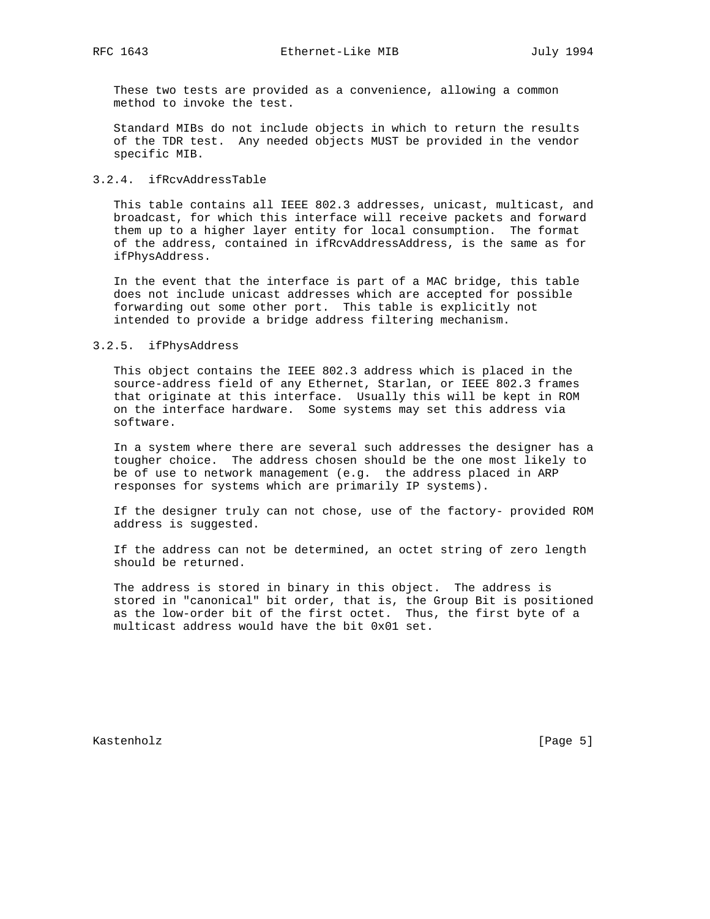These two tests are provided as a convenience, allowing a common method to invoke the test.

Standard MIBs do not include objects in which to return the results of the TDR test. Any needed objects MUST be provided in the vendor specific MIB.

### 3.2.4. ifRcvAddressTable

This table contains all IEEE 802.3 addresses, unicast, multicast, and broadcast, for which this interface will receive packets and forward them up to a higher layer entity for local consumption. The format of the address, contained in ifRcvAddressAddress, is the same as for ifPhysAddress.

In the event that the interface is part of a MAC bridge, this table does not include unicast addresses which are accepted for possible forwarding out some other port. This table is explicitly not intended to provide a bridge address filtering mechanism.

### 3.2.5. ifPhysAddress

This object contains the IEEE 802.3 address which is placed in the source-address field of any Ethernet, Starlan, or IEEE 802.3 frames that originate at this interface. Usually this will be kept in ROM on the interface hardware. Some systems may set this address via software.

In a system where there are several such addresses the designer has a tougher choice. The address chosen should be the one most likely to be of use to network management (e.g. the address placed in ARP responses for systems which are primarily IP systems).

If the designer truly can not chose, use of the factory- provided ROM address is suggested.

If the address can not be determined, an octet string of zero length should be returned.

The address is stored in binary in this object. The address is stored in "canonical" bit order, that is, the Group Bit is positioned as the low-order bit of the first octet. Thus, the first byte of a multicast address would have the bit 0x01 set.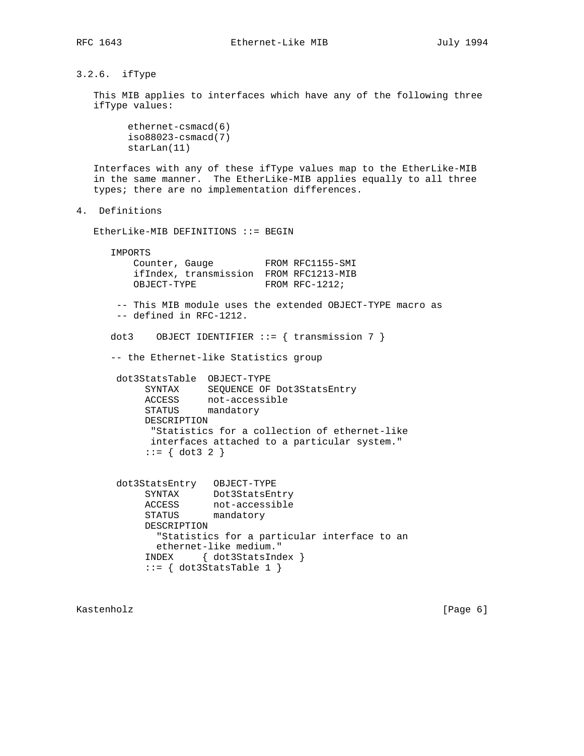### 3.2.6. ifType

This MIB applies to interfaces which have any of the following three ifType values:

```
ethernet-csmacd(6)
iso88023-csmacd(7)
starLan(11)
```

Interfaces with any of these ifType values map to the EtherLike-MIB in the same manner. The EtherLike-MIB applies equally to all three types; there are no implementation differences.

## 4. Definitions

```
EtherLike-MIB DEFINITIONS ::= BEGIN

   IMPORTS
       Counter, Gauge         FROM RFC1155-SMI
       ifIndex, transmission  FROM RFC1213-MIB
       OBJECT-TYPE            FROM RFC-1212;

    -- This MIB module uses the extended OBJECT-TYPE macro as
    -- defined in RFC-1212.

   dot3    OBJECT IDENTIFIER ::= { transmission 7 }

   -- the Ethernet-like Statistics group

    dot3StatsTable  OBJECT-TYPE
         SYNTAX     SEQUENCE OF Dot3StatsEntry
         ACCESS     not-accessible
         STATUS     mandatory
         DESCRIPTION
          "Statistics for a collection of ethernet-like
          interfaces attached to a particular system."
         ::= { dot3 2 }


    dot3StatsEntry   OBJECT-TYPE
         SYNTAX      Dot3StatsEntry
         ACCESS      not-accessible
         STATUS      mandatory
         DESCRIPTION
           "Statistics for a particular interface to an
           ethernet-like medium."
         INDEX     { dot3StatsIndex }
         ::= { dot3StatsTable 1 }
```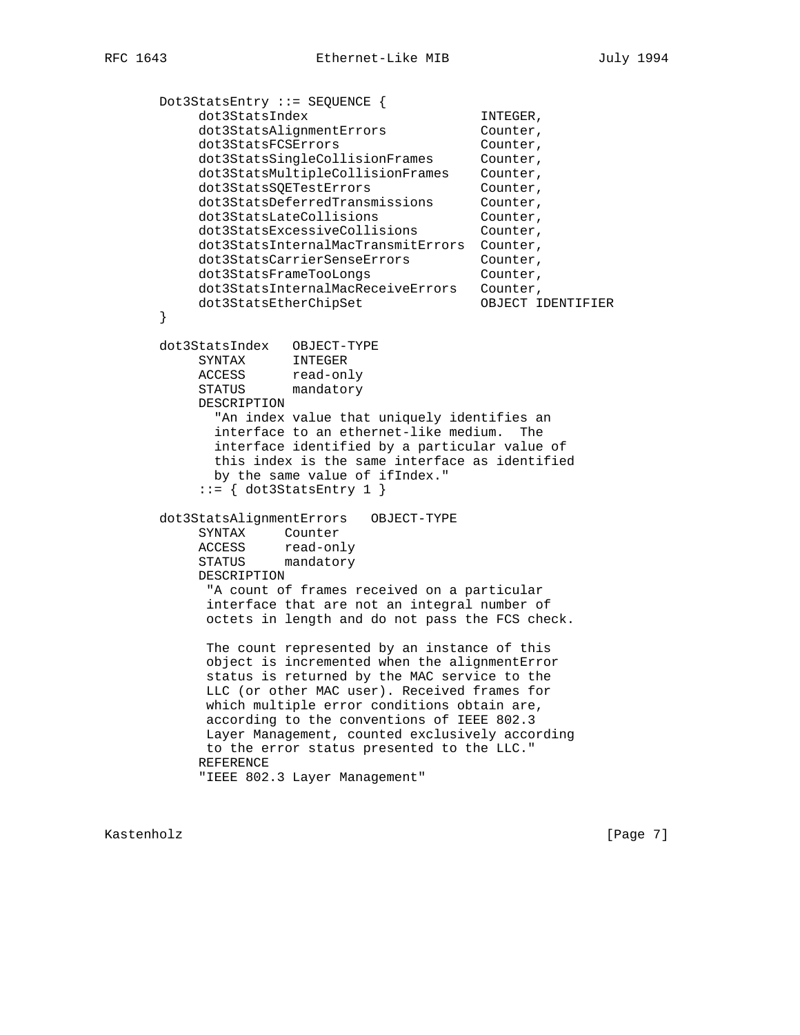```
Dot3StatsEntry ::= SEQUENCE {
     dot3StatsIndex                     INTEGER,
     dot3StatsAlignmentErrors           Counter,
     dot3StatsFCSErrors                 Counter,
     dot3StatsSingleCollisionFrames     Counter,
     dot3StatsMultipleCollisionFrames   Counter,
     dot3StatsSQETestErrors             Counter,
     dot3StatsDeferredTransmissions     Counter,
     dot3StatsLateCollisions            Counter,
     dot3StatsExcessiveCollisions       Counter,
     dot3StatsInternalMacTransmitErrors Counter,
     dot3StatsCarrierSenseErrors        Counter,
     dot3StatsFrameTooLongs             Counter,
     dot3StatsInternalMacReceiveErrors  Counter,
     dot3StatsEtherChipSet              OBJECT IDENTIFIER
}

dot3StatsIndex   OBJECT-TYPE
     SYNTAX      INTEGER
     ACCESS      read-only
     STATUS      mandatory
     DESCRIPTION
       "An index value that uniquely identifies an
       interface to an ethernet-like medium.  The
       interface identified by a particular value of
       this index is the same interface as identified
       by the same value of ifIndex."
     ::= { dot3StatsEntry 1 }

dot3StatsAlignmentErrors   OBJECT-TYPE
     SYNTAX     Counter
     ACCESS     read-only
     STATUS     mandatory
     DESCRIPTION
      "A count of frames received on a particular
      interface that are not an integral number of
      octets in length and do not pass the FCS check.

      The count represented by an instance of this
      object is incremented when the alignmentError
      status is returned by the MAC service to the
      LLC (or other MAC user). Received frames for
      which multiple error conditions obtain are,
      according to the conventions of IEEE 802.3
      Layer Management, counted exclusively according
      to the error status presented to the LLC."
     REFERENCE
     "IEEE 802.3 Layer Management"
```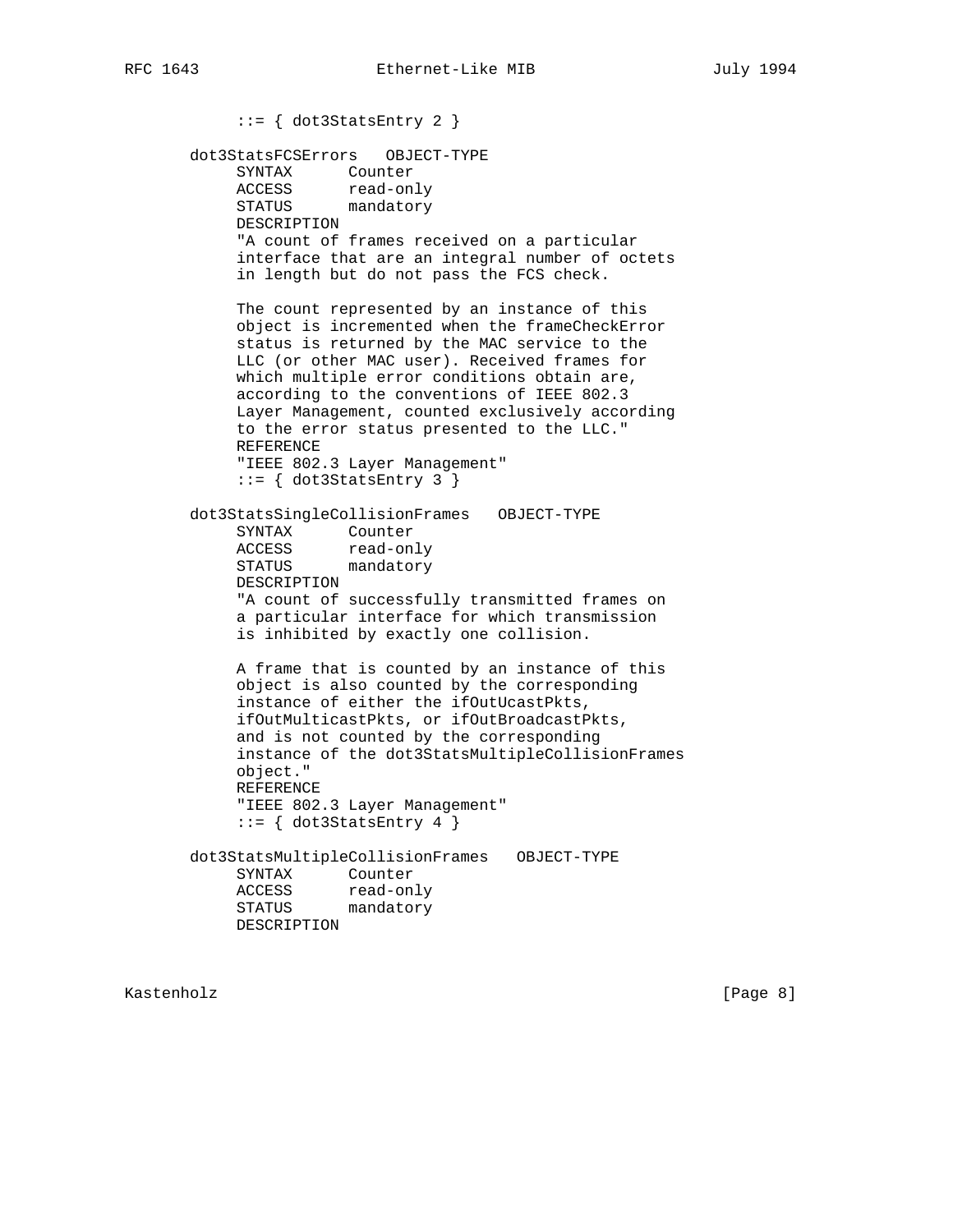```
     ::= { dot3StatsEntry 2 }

dot3StatsFCSErrors   OBJECT-TYPE
     SYNTAX      Counter
     ACCESS      read-only
     STATUS      mandatory
     DESCRIPTION
     "A count of frames received on a particular
     interface that are an integral number of octets
     in length but do not pass the FCS check.

     The count represented by an instance of this
     object is incremented when the frameCheckError
     status is returned by the MAC service to the
     LLC (or other MAC user). Received frames for
     which multiple error conditions obtain are,
     according to the conventions of IEEE 802.3
     Layer Management, counted exclusively according
     to the error status presented to the LLC."
     REFERENCE
     "IEEE 802.3 Layer Management"
     ::= { dot3StatsEntry 3 }

dot3StatsSingleCollisionFrames   OBJECT-TYPE
     SYNTAX      Counter
     ACCESS      read-only
     STATUS      mandatory
     DESCRIPTION
     "A count of successfully transmitted frames on
     a particular interface for which transmission
     is inhibited by exactly one collision.

     A frame that is counted by an instance of this
     object is also counted by the corresponding
     instance of either the ifOutUcastPkts,
     ifOutMulticastPkts, or ifOutBroadcastPkts,
     and is not counted by the corresponding
     instance of the dot3StatsMultipleCollisionFrames
     object."
     REFERENCE
     "IEEE 802.3 Layer Management"
     ::= { dot3StatsEntry 4 }

dot3StatsMultipleCollisionFrames   OBJECT-TYPE
     SYNTAX      Counter
     ACCESS      read-only
     STATUS      mandatory
     DESCRIPTION
```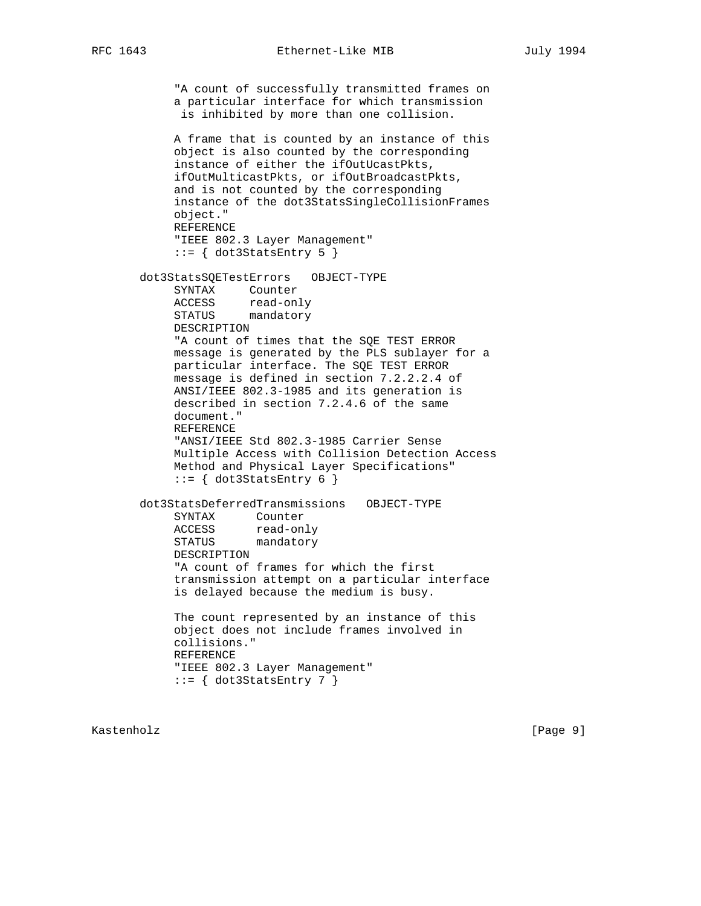```
         "A count of successfully transmitted frames on
         a particular interface for which transmission
          is inhibited by more than one collision.

         A frame that is counted by an instance of this
         object is also counted by the corresponding
         instance of either the ifOutUcastPkts,
         ifOutMulticastPkts, or ifOutBroadcastPkts,
         and is not counted by the corresponding
         instance of the dot3StatsSingleCollisionFrames
         object."
         REFERENCE
         "IEEE 802.3 Layer Management"
         ::= { dot3StatsEntry 5 }

    dot3StatsSQETestErrors   OBJECT-TYPE
         SYNTAX     Counter
         ACCESS     read-only
         STATUS     mandatory
         DESCRIPTION
         "A count of times that the SQE TEST ERROR
         message is generated by the PLS sublayer for a
         particular interface. The SQE TEST ERROR
         message is defined in section 7.2.2.2.4 of
         ANSI/IEEE 802.3-1985 and its generation is
         described in section 7.2.4.6 of the same
         document."
         REFERENCE
         "ANSI/IEEE Std 802.3-1985 Carrier Sense
         Multiple Access with Collision Detection Access
         Method and Physical Layer Specifications"
         ::= { dot3StatsEntry 6 }

    dot3StatsDeferredTransmissions   OBJECT-TYPE
         SYNTAX      Counter
         ACCESS      read-only
         STATUS      mandatory
         DESCRIPTION
         "A count of frames for which the first
         transmission attempt on a particular interface
         is delayed because the medium is busy.

         The count represented by an instance of this
         object does not include frames involved in
         collisions."
         REFERENCE
         "IEEE 802.3 Layer Management"
         ::= { dot3StatsEntry 7 }
```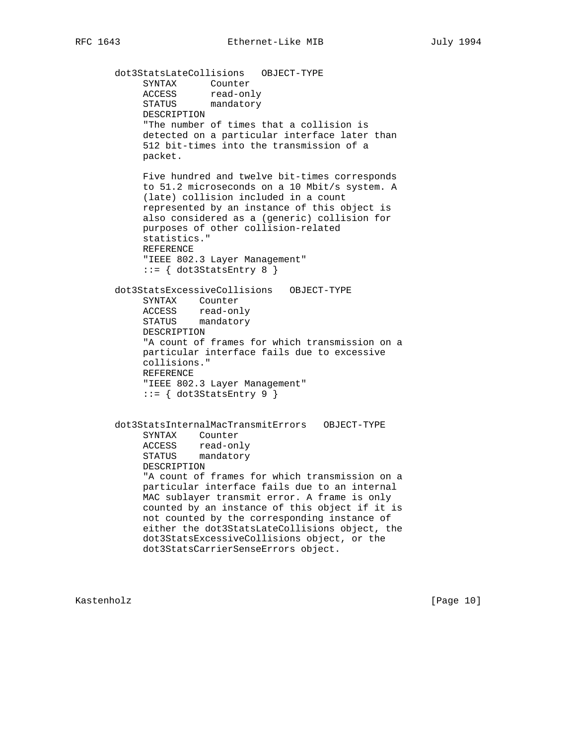```
dot3StatsLateCollisions   OBJECT-TYPE
     SYNTAX      Counter
     ACCESS      read-only
     STATUS      mandatory
     DESCRIPTION
     "The number of times that a collision is
     detected on a particular interface later than
     512 bit-times into the transmission of a
     packet.

     Five hundred and twelve bit-times corresponds
     to 51.2 microseconds on a 10 Mbit/s system. A
     (late) collision included in a count
     represented by an instance of this object is
     also considered as a (generic) collision for
     purposes of other collision-related
     statistics."
     REFERENCE
     "IEEE 802.3 Layer Management"
     ::= { dot3StatsEntry 8 }

dot3StatsExcessiveCollisions   OBJECT-TYPE
     SYNTAX    Counter
     ACCESS    read-only
     STATUS    mandatory
     DESCRIPTION
     "A count of frames for which transmission on a
     particular interface fails due to excessive
     collisions."
     REFERENCE
     "IEEE 802.3 Layer Management"
     ::= { dot3StatsEntry 9 }


dot3StatsInternalMacTransmitErrors   OBJECT-TYPE
     SYNTAX    Counter
     ACCESS    read-only
     STATUS    mandatory
     DESCRIPTION
     "A count of frames for which transmission on a
     particular interface fails due to an internal
     MAC sublayer transmit error. A frame is only
     counted by an instance of this object if it is
     not counted by the corresponding instance of
     either the dot3StatsLateCollisions object, the
     dot3StatsExcessiveCollisions object, or the
     dot3StatsCarrierSenseErrors object.
```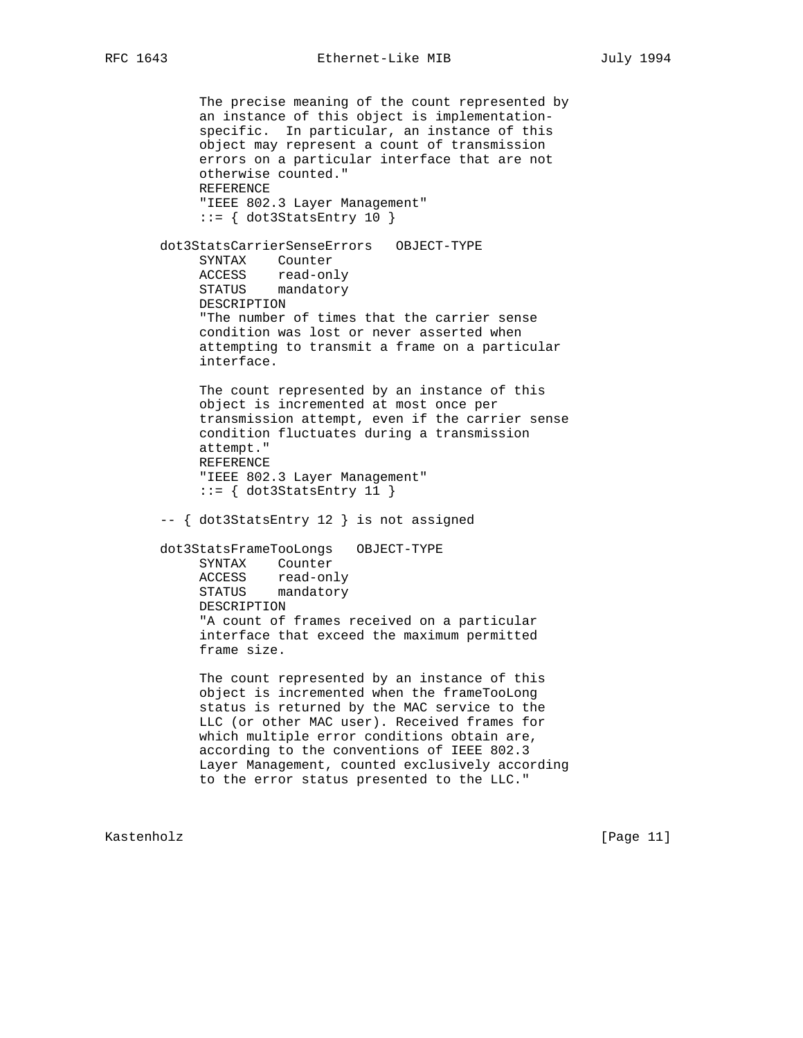```
          The precise meaning of the count represented by
          an instance of this object is implementation-
          specific.  In particular, an instance of this
          object may represent a count of transmission
          errors on a particular interface that are not
          otherwise counted."
          REFERENCE
          "IEEE 802.3 Layer Management"
          ::= { dot3StatsEntry 10 }

     dot3StatsCarrierSenseErrors   OBJECT-TYPE
          SYNTAX    Counter
          ACCESS    read-only
          STATUS    mandatory
          DESCRIPTION
          "The number of times that the carrier sense
          condition was lost or never asserted when
          attempting to transmit a frame on a particular
          interface.

          The count represented by an instance of this
          object is incremented at most once per
          transmission attempt, even if the carrier sense
          condition fluctuates during a transmission
          attempt."
          REFERENCE
          "IEEE 802.3 Layer Management"
          ::= { dot3StatsEntry 11 }

     -- { dot3StatsEntry 12 } is not assigned

     dot3StatsFrameTooLongs   OBJECT-TYPE
          SYNTAX    Counter
          ACCESS    read-only
          STATUS    mandatory
          DESCRIPTION
          "A count of frames received on a particular
          interface that exceed the maximum permitted
          frame size.

          The count represented by an instance of this
          object is incremented when the frameTooLong
          status is returned by the MAC service to the
          LLC (or other MAC user). Received frames for
          which multiple error conditions obtain are,
          according to the conventions of IEEE 802.3
          Layer Management, counted exclusively according
          to the error status presented to the LLC."
```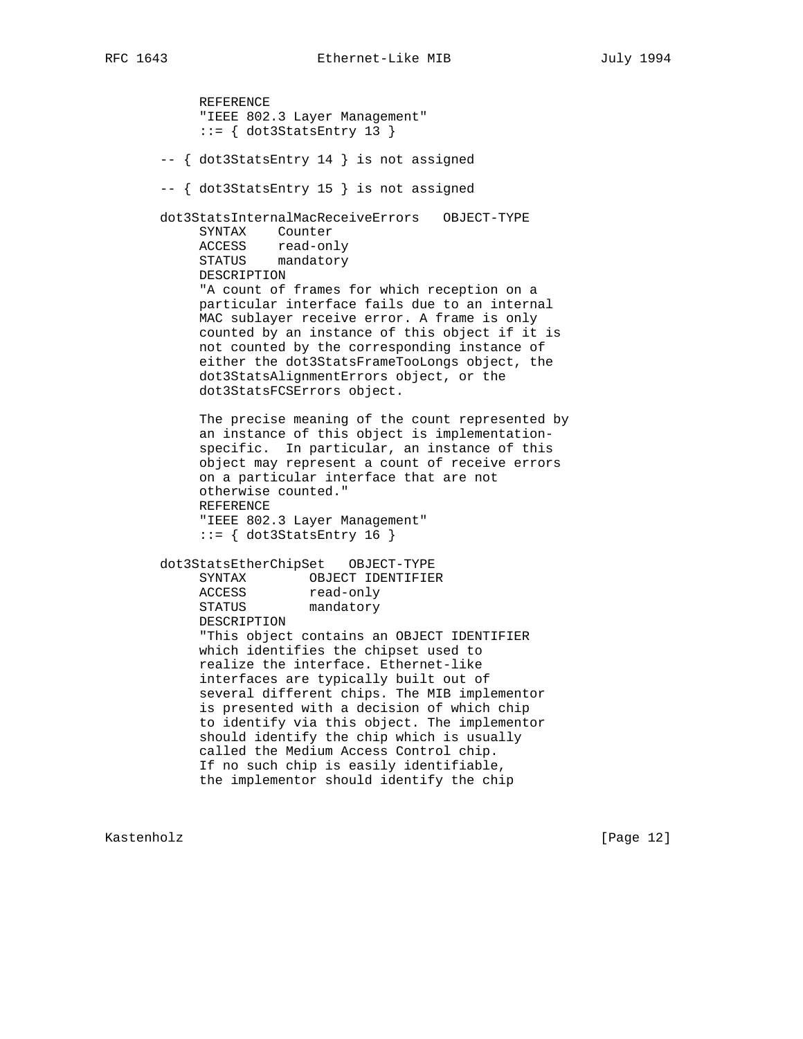```
          REFERENCE
          "IEEE 802.3 Layer Management"
          ::= { dot3StatsEntry 13 }

      -- { dot3StatsEntry 14 } is not assigned

      -- { dot3StatsEntry 15 } is not assigned

      dot3StatsInternalMacReceiveErrors   OBJECT-TYPE
          SYNTAX    Counter
          ACCESS    read-only
          STATUS    mandatory
          DESCRIPTION
          "A count of frames for which reception on a
          particular interface fails due to an internal
          MAC sublayer receive error. A frame is only
          counted by an instance of this object if it is
          not counted by the corresponding instance of
          either the dot3StatsFrameTooLongs object, the
          dot3StatsAlignmentErrors object, or the
          dot3StatsFCSErrors object.

          The precise meaning of the count represented by
          an instance of this object is implementation-
          specific.  In particular, an instance of this
          object may represent a count of receive errors
          on a particular interface that are not
          otherwise counted."
          REFERENCE
          "IEEE 802.3 Layer Management"
          ::= { dot3StatsEntry 16 }

      dot3StatsEtherChipSet   OBJECT-TYPE
          SYNTAX        OBJECT IDENTIFIER
          ACCESS        read-only
          STATUS        mandatory
          DESCRIPTION
          "This object contains an OBJECT IDENTIFIER
          which identifies the chipset used to
          realize the interface. Ethernet-like
          interfaces are typically built out of
          several different chips. The MIB implementor
          is presented with a decision of which chip
          to identify via this object. The implementor
          should identify the chip which is usually
          called the Medium Access Control chip.
          If no such chip is easily identifiable,
          the implementor should identify the chip
```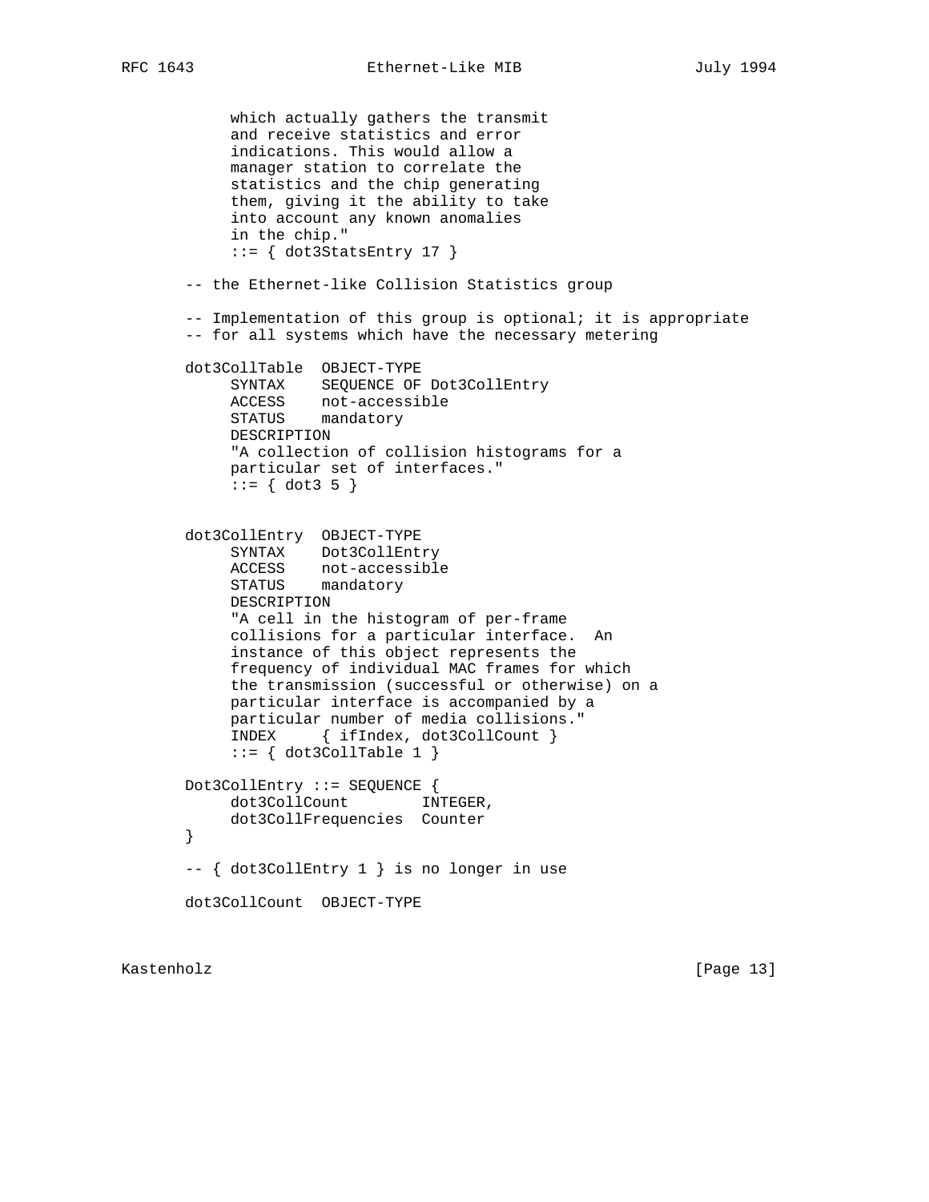```
          which actually gathers the transmit
          and receive statistics and error
          indications. This would allow a
          manager station to correlate the
          statistics and the chip generating
          them, giving it the ability to take
          into account any known anomalies
          in the chip."
          ::= { dot3StatsEntry 17 }

     -- the Ethernet-like Collision Statistics group

     -- Implementation of this group is optional; it is appropriate
     -- for all systems which have the necessary metering

     dot3CollTable  OBJECT-TYPE
          SYNTAX    SEQUENCE OF Dot3CollEntry
          ACCESS    not-accessible
          STATUS    mandatory
          DESCRIPTION
          "A collection of collision histograms for a
          particular set of interfaces."
          ::= { dot3 5 }


     dot3CollEntry  OBJECT-TYPE
          SYNTAX    Dot3CollEntry
          ACCESS    not-accessible
          STATUS    mandatory
          DESCRIPTION
          "A cell in the histogram of per-frame
          collisions for a particular interface.  An
          instance of this object represents the
          frequency of individual MAC frames for which
          the transmission (successful or otherwise) on a
          particular interface is accompanied by a
          particular number of media collisions."
          INDEX     { ifIndex, dot3CollCount }
          ::= { dot3CollTable 1 }

     Dot3CollEntry ::= SEQUENCE {
          dot3CollCount        INTEGER,
          dot3CollFrequencies  Counter
     }

     -- { dot3CollEntry 1 } is no longer in use

     dot3CollCount  OBJECT-TYPE
```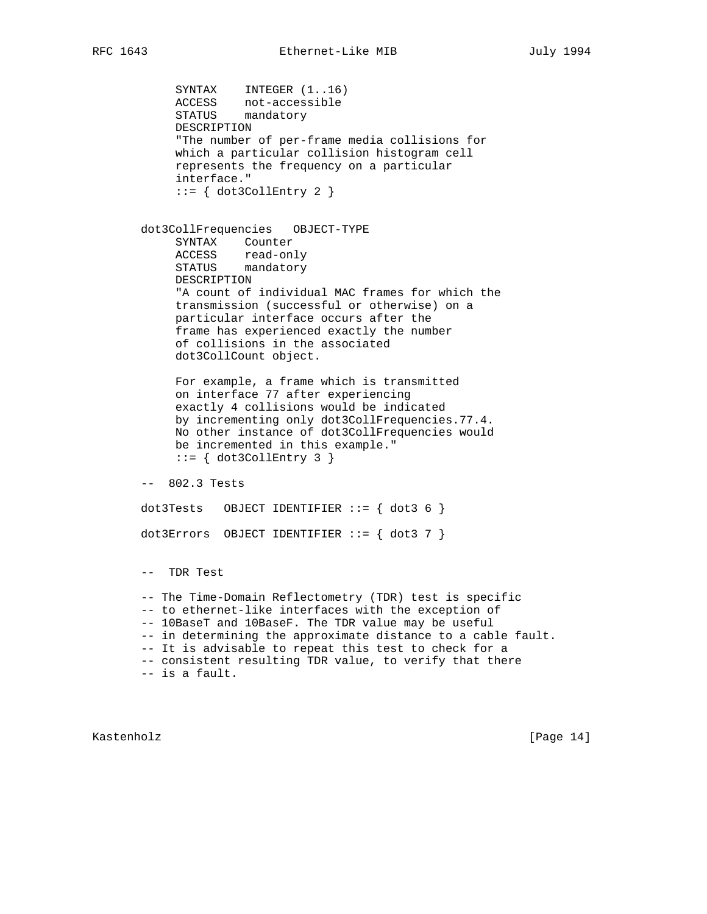```
         SYNTAX    INTEGER (1..16)
         ACCESS    not-accessible
         STATUS    mandatory
         DESCRIPTION
         "The number of per-frame media collisions for
         which a particular collision histogram cell
         represents the frequency on a particular
         interface."
         ::= { dot3CollEntry 2 }


     dot3CollFrequencies   OBJECT-TYPE
         SYNTAX    Counter
         ACCESS    read-only
         STATUS    mandatory
         DESCRIPTION
         "A count of individual MAC frames for which the
         transmission (successful or otherwise) on a
         particular interface occurs after the
         frame has experienced exactly the number
         of collisions in the associated
         dot3CollCount object.

         For example, a frame which is transmitted
         on interface 77 after experiencing
         exactly 4 collisions would be indicated
         by incrementing only dot3CollFrequencies.77.4.
         No other instance of dot3CollFrequencies would
         be incremented in this example."
         ::= { dot3CollEntry 3 }

     --  802.3 Tests

     dot3Tests   OBJECT IDENTIFIER ::= { dot3 6 }

     dot3Errors  OBJECT IDENTIFIER ::= { dot3 7 }


     --  TDR Test

     -- The Time-Domain Reflectometry (TDR) test is specific
     -- to ethernet-like interfaces with the exception of
     -- 10BaseT and 10BaseF. The TDR value may be useful
     -- in determining the approximate distance to a cable fault.
     -- It is advisable to repeat this test to check for a
     -- consistent resulting TDR value, to verify that there
     -- is a fault.
```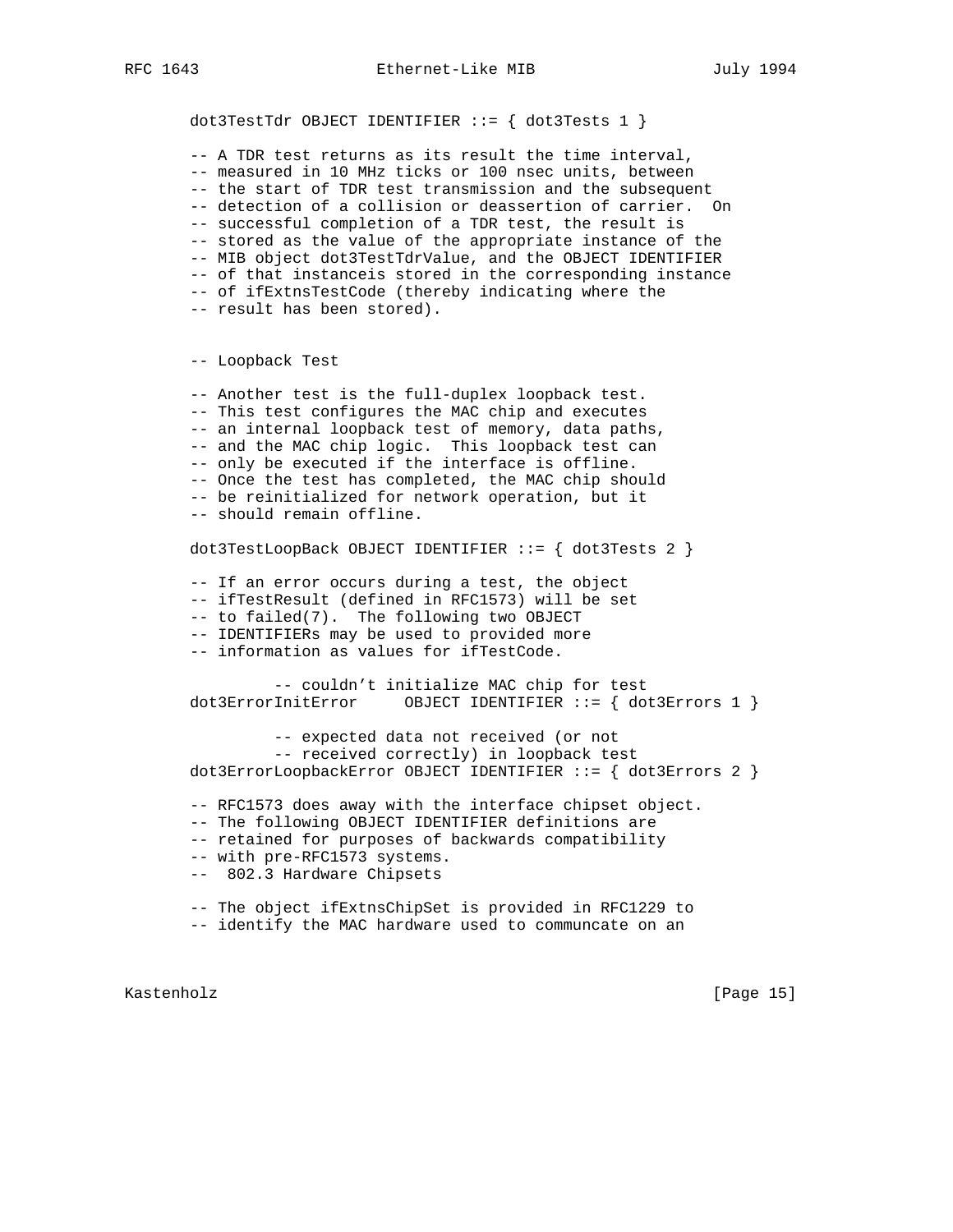```
dot3TestTdr OBJECT IDENTIFIER ::= { dot3Tests 1 }

-- A TDR test returns as its result the time interval,
-- measured in 10 MHz ticks or 100 nsec units, between
-- the start of TDR test transmission and the subsequent
-- detection of a collision or deassertion of carrier.  On
-- successful completion of a TDR test, the result is
-- stored as the value of the appropriate instance of the
-- MIB object dot3TestTdrValue, and the OBJECT IDENTIFIER
-- of that instanceis stored in the corresponding instance
-- of ifExtnsTestCode (thereby indicating where the
-- result has been stored).


-- Loopback Test

-- Another test is the full-duplex loopback test.
-- This test configures the MAC chip and executes
-- an internal loopback test of memory, data paths,
-- and the MAC chip logic.  This loopback test can
-- only be executed if the interface is offline.
-- Once the test has completed, the MAC chip should
-- be reinitialized for network operation, but it
-- should remain offline.

dot3TestLoopBack OBJECT IDENTIFIER ::= { dot3Tests 2 }

-- If an error occurs during a test, the object
-- ifTestResult (defined in RFC1573) will be set
-- to failed(7).  The following two OBJECT
-- IDENTIFIERs may be used to provided more
-- information as values for ifTestCode.

         -- couldn't initialize MAC chip for test
dot3ErrorInitError     OBJECT IDENTIFIER ::= { dot3Errors 1 }

         -- expected data not received (or not
         -- received correctly) in loopback test
dot3ErrorLoopbackError OBJECT IDENTIFIER ::= { dot3Errors 2 }

-- RFC1573 does away with the interface chipset object.
-- The following OBJECT IDENTIFIER definitions are
-- retained for purposes of backwards compatibility
-- with pre-RFC1573 systems.
--  802.3 Hardware Chipsets

-- The object ifExtnsChipSet is provided in RFC1229 to
-- identify the MAC hardware used to communcate on an
```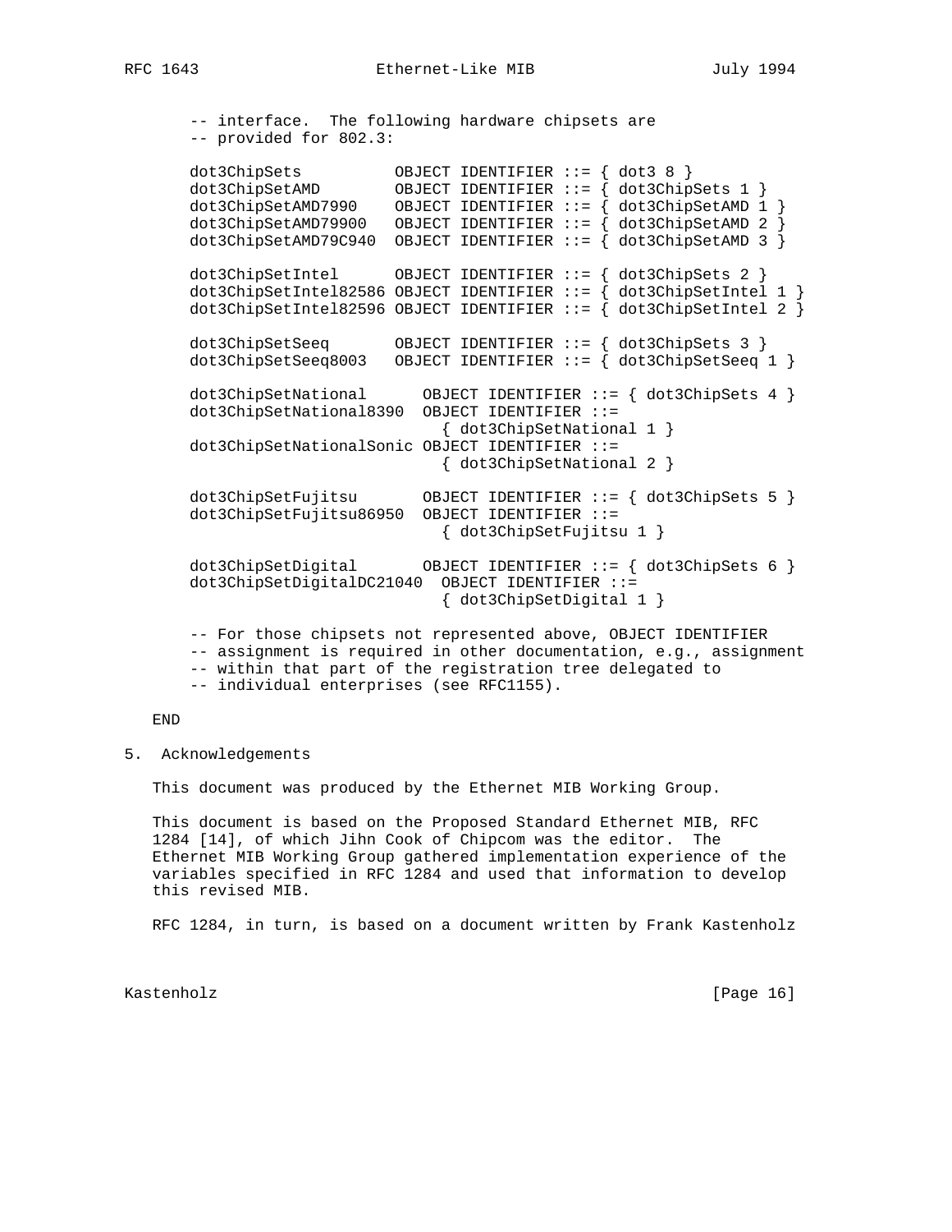```
   -- interface.  The following hardware chipsets are
   -- provided for 802.3:

   dot3ChipSets          OBJECT IDENTIFIER ::= { dot3 8 }
   dot3ChipSetAMD        OBJECT IDENTIFIER ::= { dot3ChipSets 1 }
   dot3ChipSetAMD7990    OBJECT IDENTIFIER ::= { dot3ChipSetAMD 1 }
   dot3ChipSetAMD79900   OBJECT IDENTIFIER ::= { dot3ChipSetAMD 2 }
   dot3ChipSetAMD79C940  OBJECT IDENTIFIER ::= { dot3ChipSetAMD 3 }

   dot3ChipSetIntel      OBJECT IDENTIFIER ::= { dot3ChipSets 2 }
   dot3ChipSetIntel82586 OBJECT IDENTIFIER ::= { dot3ChipSetIntel 1 }
   dot3ChipSetIntel82596 OBJECT IDENTIFIER ::= { dot3ChipSetIntel 2 }

   dot3ChipSetSeeq       OBJECT IDENTIFIER ::= { dot3ChipSets 3 }
   dot3ChipSetSeeq8003   OBJECT IDENTIFIER ::= { dot3ChipSetSeeq 1 }

   dot3ChipSetNational      OBJECT IDENTIFIER ::= { dot3ChipSets 4 }
   dot3ChipSetNational8390  OBJECT IDENTIFIER ::=
                             { dot3ChipSetNational 1 }
   dot3ChipSetNationalSonic OBJECT IDENTIFIER ::=
                             { dot3ChipSetNational 2 }

   dot3ChipSetFujitsu       OBJECT IDENTIFIER ::= { dot3ChipSets 5 }
   dot3ChipSetFujitsu86950  OBJECT IDENTIFIER ::=
                             { dot3ChipSetFujitsu 1 }

   dot3ChipSetDigital       OBJECT IDENTIFIER ::= { dot3ChipSets 6 }
   dot3ChipSetDigitalDC21040  OBJECT IDENTIFIER ::=
                             { dot3ChipSetDigital 1 }

   -- For those chipsets not represented above, OBJECT IDENTIFIER
   -- assignment is required in other documentation, e.g., assignment
   -- within that part of the registration tree delegated to
   -- individual enterprises (see RFC1155).

END
```

## 5. Acknowledgements

This document was produced by the Ethernet MIB Working Group.

This document is based on the Proposed Standard Ethernet MIB, RFC 1284 [14], of which Jihn Cook of Chipcom was the editor. The Ethernet MIB Working Group gathered implementation experience of the variables specified in RFC 1284 and used that information to develop this revised MIB.

RFC 1284, in turn, is based on a document written by Frank Kastenholz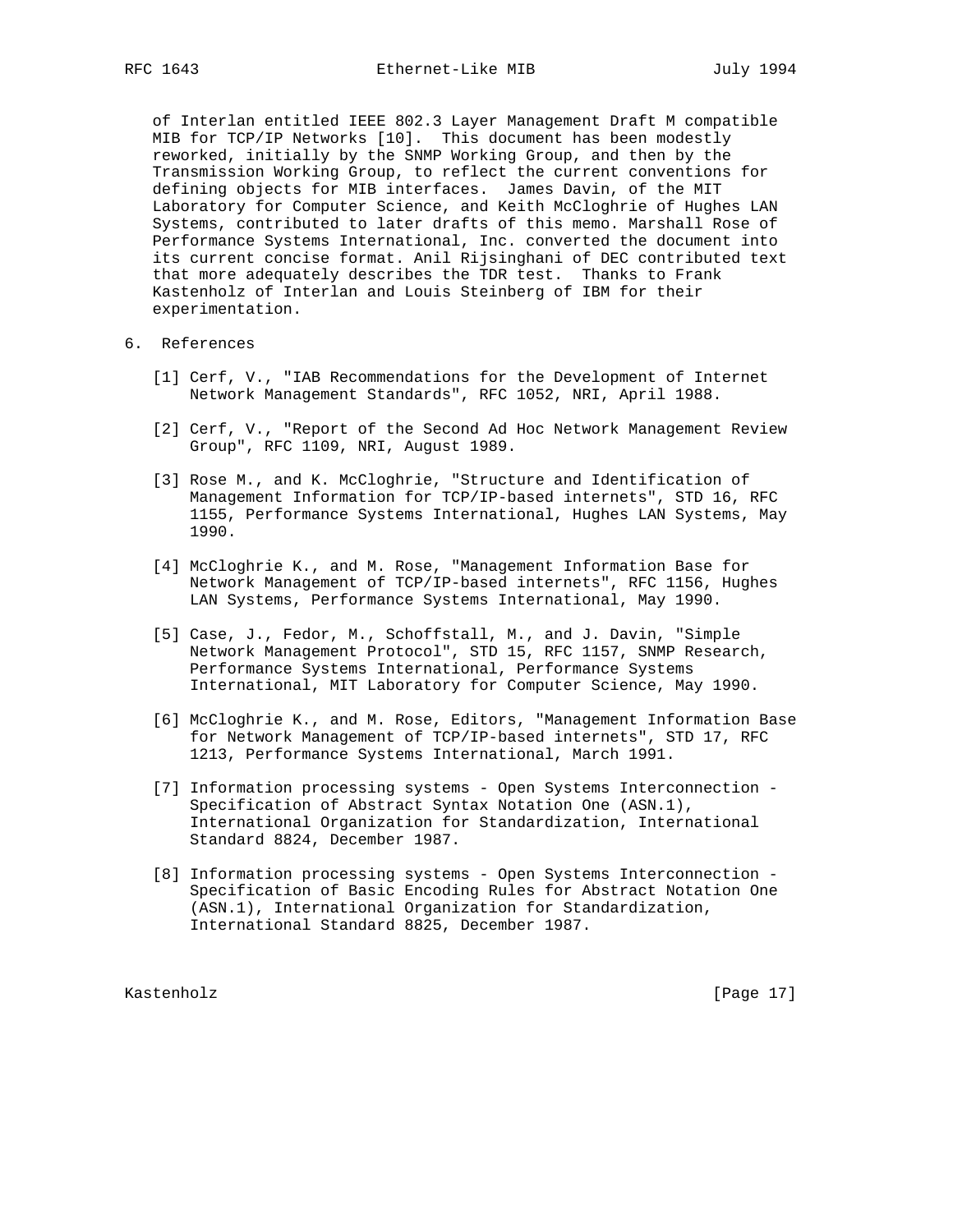of Interlan entitled IEEE 802.3 Layer Management Draft M compatible MIB for TCP/IP Networks [10]. This document has been modestly reworked, initially by the SNMP Working Group, and then by the Transmission Working Group, to reflect the current conventions for defining objects for MIB interfaces. James Davin, of the MIT Laboratory for Computer Science, and Keith McCloghrie of Hughes LAN Systems, contributed to later drafts of this memo. Marshall Rose of Performance Systems International, Inc. converted the document into its current concise format. Anil Rijsinghani of DEC contributed text that more adequately describes the TDR test. Thanks to Frank Kastenholz of Interlan and Louis Steinberg of IBM for their experimentation.

## 6. References

[1] Cerf, V., "IAB Recommendations for the Development of Internet Network Management Standards", RFC 1052, NRI, April 1988.

[2] Cerf, V., "Report of the Second Ad Hoc Network Management Review Group", RFC 1109, NRI, August 1989.

[3] Rose M., and K. McCloghrie, "Structure and Identification of Management Information for TCP/IP-based internets", STD 16, RFC 1155, Performance Systems International, Hughes LAN Systems, May 1990.

[4] McCloghrie K., and M. Rose, "Management Information Base for Network Management of TCP/IP-based internets", RFC 1156, Hughes LAN Systems, Performance Systems International, May 1990.

[5] Case, J., Fedor, M., Schoffstall, M., and J. Davin, "Simple Network Management Protocol", STD 15, RFC 1157, SNMP Research, Performance Systems International, Performance Systems International, MIT Laboratory for Computer Science, May 1990.

[6] McCloghrie K., and M. Rose, Editors, "Management Information Base for Network Management of TCP/IP-based internets", STD 17, RFC 1213, Performance Systems International, March 1991.

[7] Information processing systems - Open Systems Interconnection - Specification of Abstract Syntax Notation One (ASN.1), International Organization for Standardization, International Standard 8824, December 1987.

[8] Information processing systems - Open Systems Interconnection - Specification of Basic Encoding Rules for Abstract Notation One (ASN.1), International Organization for Standardization, International Standard 8825, December 1987.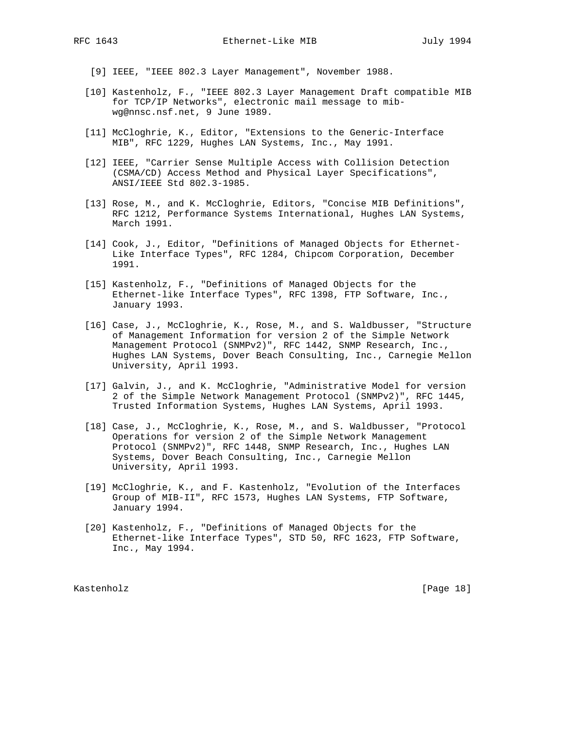[9] IEEE, "IEEE 802.3 Layer Management", November 1988.

[10] Kastenholz, F., "IEEE 802.3 Layer Management Draft compatible MIB for TCP/IP Networks", electronic mail message to mib-wg@nnsc.nsf.net, 9 June 1989.

[11] McCloghrie, K., Editor, "Extensions to the Generic-Interface MIB", RFC 1229, Hughes LAN Systems, Inc., May 1991.

[12] IEEE, "Carrier Sense Multiple Access with Collision Detection (CSMA/CD) Access Method and Physical Layer Specifications", ANSI/IEEE Std 802.3-1985.

[13] Rose, M., and K. McCloghrie, Editors, "Concise MIB Definitions", RFC 1212, Performance Systems International, Hughes LAN Systems, March 1991.

[14] Cook, J., Editor, "Definitions of Managed Objects for Ethernet-Like Interface Types", RFC 1284, Chipcom Corporation, December 1991.

[15] Kastenholz, F., "Definitions of Managed Objects for the Ethernet-like Interface Types", RFC 1398, FTP Software, Inc., January 1993.

[16] Case, J., McCloghrie, K., Rose, M., and S. Waldbusser, "Structure of Management Information for version 2 of the Simple Network Management Protocol (SNMPv2)", RFC 1442, SNMP Research, Inc., Hughes LAN Systems, Dover Beach Consulting, Inc., Carnegie Mellon University, April 1993.

[17] Galvin, J., and K. McCloghrie, "Administrative Model for version 2 of the Simple Network Management Protocol (SNMPv2)", RFC 1445, Trusted Information Systems, Hughes LAN Systems, April 1993.

[18] Case, J., McCloghrie, K., Rose, M., and S. Waldbusser, "Protocol Operations for version 2 of the Simple Network Management Protocol (SNMPv2)", RFC 1448, SNMP Research, Inc., Hughes LAN Systems, Dover Beach Consulting, Inc., Carnegie Mellon University, April 1993.

[19] McCloghrie, K., and F. Kastenholz, "Evolution of the Interfaces Group of MIB-II", RFC 1573, Hughes LAN Systems, FTP Software, January 1994.

[20] Kastenholz, F., "Definitions of Managed Objects for the Ethernet-like Interface Types", STD 50, RFC 1623, FTP Software, Inc., May 1994.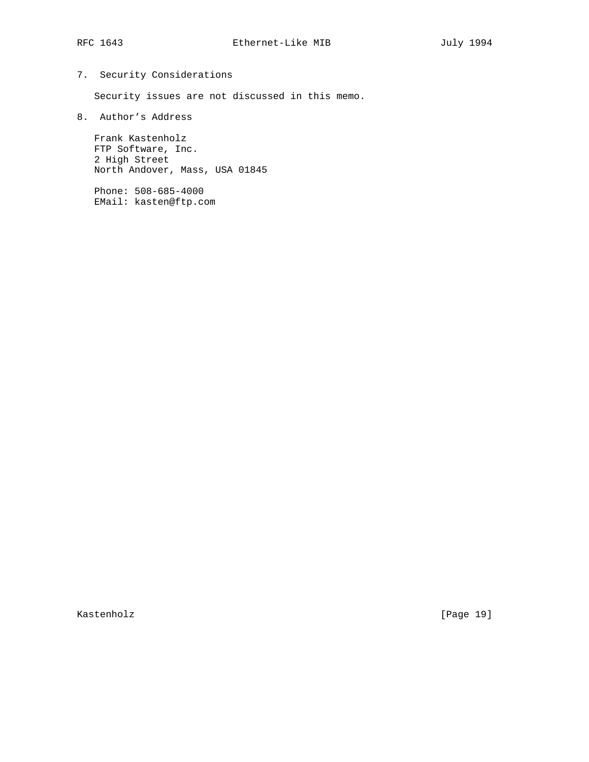## 7. Security Considerations

Security issues are not discussed in this memo.

## 8. Author's Address

Frank Kastenholz
FTP Software, Inc.
2 High Street
North Andover, Mass, USA 01845

Phone: 508-685-4000
EMail: kasten@ftp.com